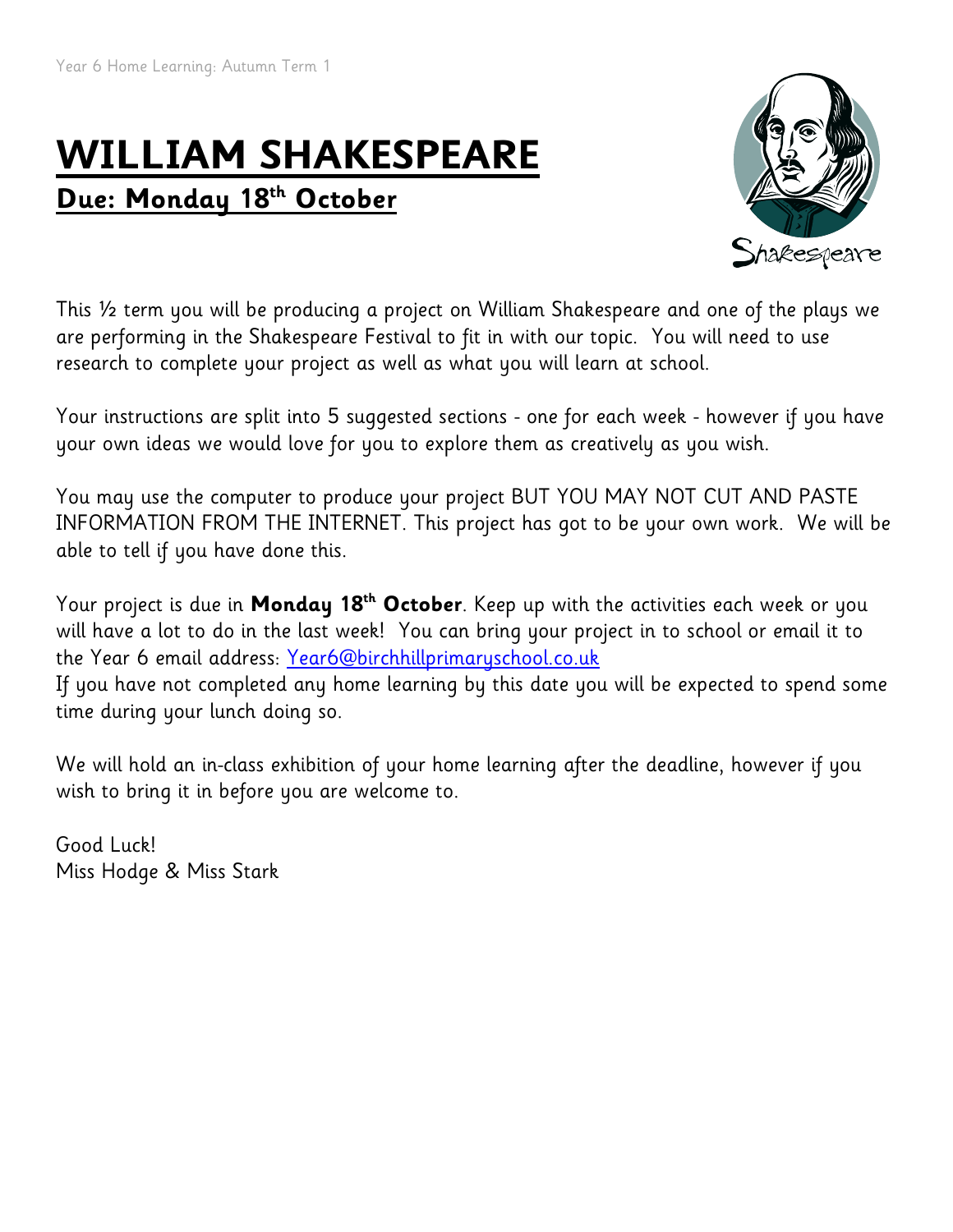# **WILLIAM SHAKESPEARE**

## **Due: Monday 18th October**

This ½ term you will be producing a project on William Shakespeare and one of the plays we are performing in the Shakespeare Festival to fit in with our topic. You will need to use research to complete your project as well as what you will learn at school.

Your instructions are split into 5 suggested sections - one for each week - however if you have your own ideas we would love for you to explore them as creatively as you wish.

You may use the computer to produce your project BUT YOU MAY NOT CUT AND PASTE INFORMATION FROM THE INTERNET. This project has got to be your own work. We will be able to tell if you have done this.

Your project is due in **Monday 18th October**. Keep up with the activities each week or you will have a lot to do in the last week! You can bring your project in to school or email it to the Year 6 email address: [Year6@birchhillprimaryschool.co.uk](mailto:Year6@birchhillprimaryschool.co.uk)
If you have not completed any home learning by this date you will be expected to spend some time during your lunch doing so.

We will hold an in-class exhibition of your home learning after the deadline, however if you wish to bring it in before you are welcome to.

Good Luck!
Miss Hodge & Miss Stark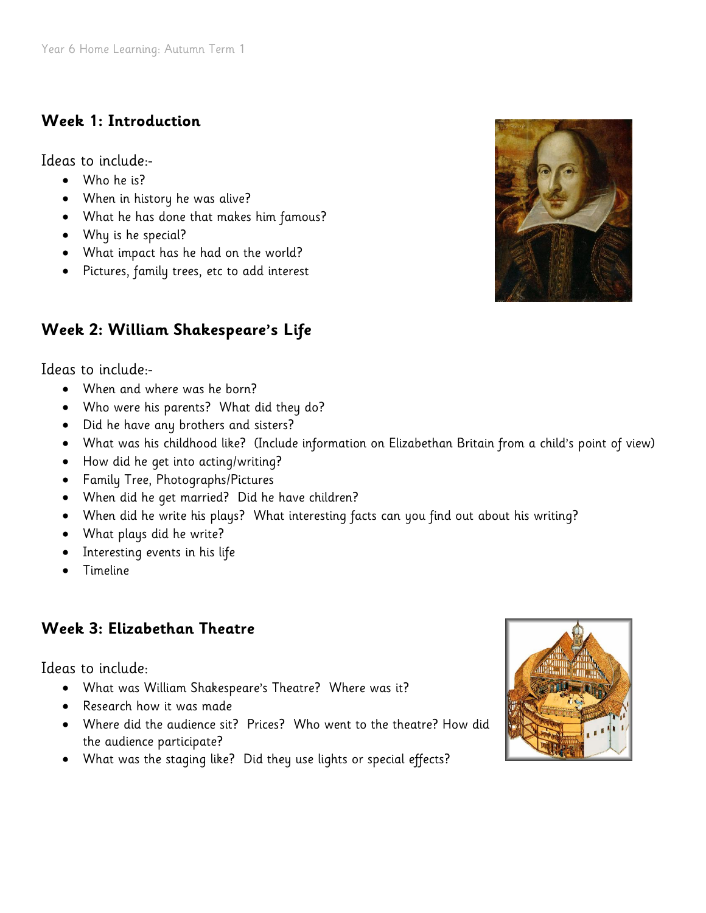## Week 1: Introduction

Ideas to include:-

- Who he is?
- When in history he was alive?
- What he has done that makes him famous?
- Why is he special?
- What impact has he had on the world?
- Pictures, family trees, etc to add interest

## Week 2: William Shakespeare's Life

Ideas to include:-

- When and where was he born?
- Who were his parents? What did they do?
- Did he have any brothers and sisters?
- What was his childhood like? (Include information on Elizabethan Britain from a child's point of view)
- How did he get into acting/writing?
- Family Tree, Photographs/Pictures
- When did he get married? Did he have children?
- When did he write his plays? What interesting facts can you find out about his writing?
- What plays did he write?
- Interesting events in his life
- Timeline

## Week 3: Elizabethan Theatre

Ideas to include:

- What was William Shakespeare's Theatre? Where was it?
- Research how it was made
- Where did the audience sit? Prices? Who went to the theatre? How did the audience participate?
- What was the staging like? Did they use lights or special effects?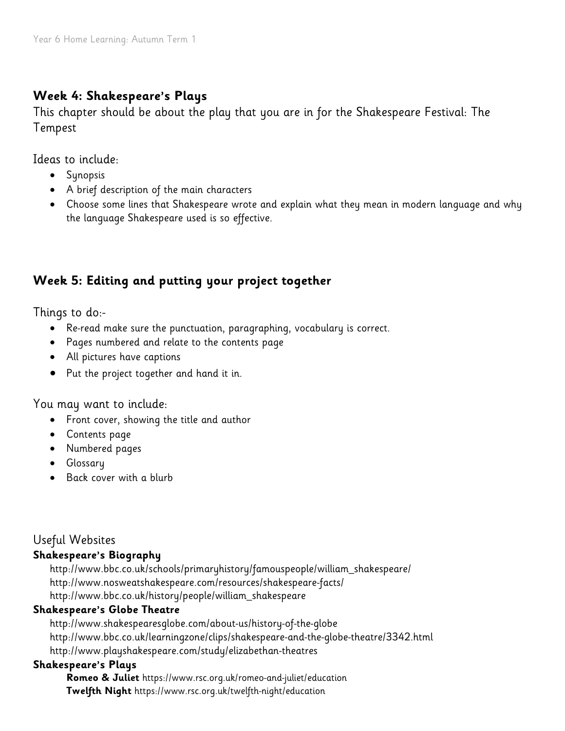## Week 4: Shakespeare's Plays

This chapter should be about the play that you are in for the Shakespeare Festival: The Tempest

Ideas to include:

- Synopsis
- A brief description of the main characters
- Choose some lines that Shakespeare wrote and explain what they mean in modern language and why the language Shakespeare used is so effective.

## Week 5: Editing and putting your project together

Things to do:-

- Re-read make sure the punctuation, paragraphing, vocabulary is correct.
- Pages numbered and relate to the contents page
- All pictures have captions
- Put the project together and hand it in.

You may want to include:

- Front cover, showing the title and author
- Contents page
- Numbered pages
- Glossary
- Back cover with a blurb

Useful Websites

**Shakespeare's Biography**

http://www.bbc.co.uk/schools/primaryhistory/famouspeople/william_shakespeare/
http://www.nosweatshakespeare.com/resources/shakespeare-facts/
http://www.bbc.co.uk/history/people/william_shakespeare

**Shakespeare's Globe Theatre**

http://www.shakespearesglobe.com/about-us/history-of-the-globe
http://www.bbc.co.uk/learningzone/clips/shakespeare-and-the-globe-theatre/3342.html
http://www.playshakespeare.com/study/elizabethan-theatres

**Shakespeare's Plays**

**Romeo & Juliet** https://www.rsc.org.uk/romeo-and-juliet/education
**Twelfth Night** https://www.rsc.org.uk/twelfth-night/education